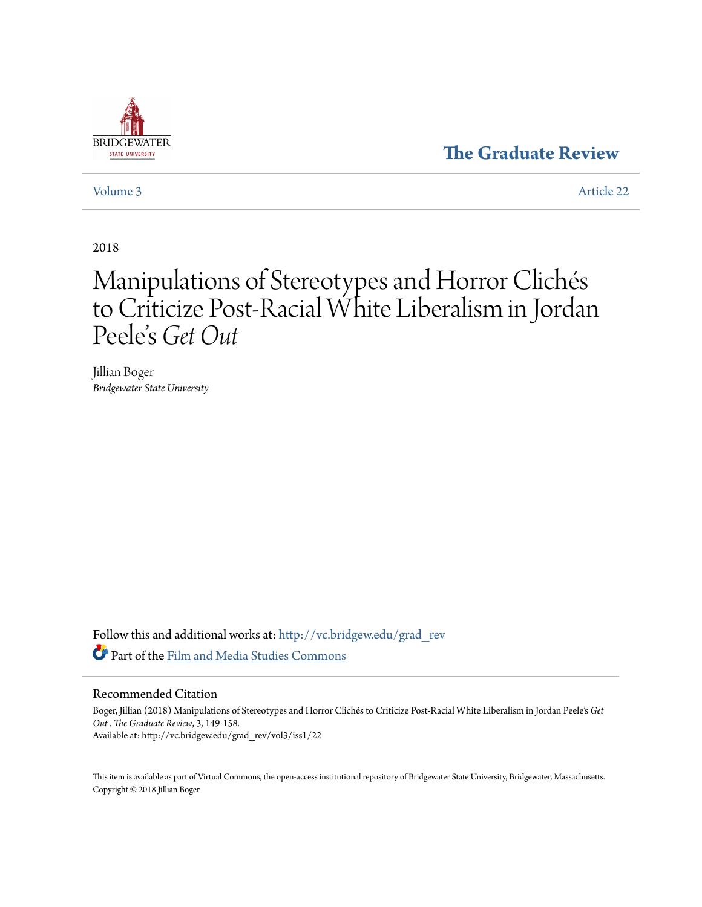Bridgewater State University

# The Graduate Review

Volume 3 | Article 22

2018

# Manipulations of Stereotypes and Horror Clichés to Criticize Post-Racial White Liberalism in Jordan Peele's *Get Out*

Jillian Boger
*Bridgewater State University*

Follow this and additional works at: http://vc.bridgew.edu/grad_rev

Part of the Film and Media Studies Commons

## Recommended Citation

Boger, Jillian (2018) Manipulations of Stereotypes and Horror Clichés to Criticize Post-Racial White Liberalism in Jordan Peele's *Get Out*. *The Graduate Review*, 3, 149-158.
Available at: http://vc.bridgew.edu/grad_rev/vol3/iss1/22

This item is available as part of Virtual Commons, the open-access institutional repository of Bridgewater State University, Bridgewater, Massachusetts.
Copyright © 2018 Jillian Boger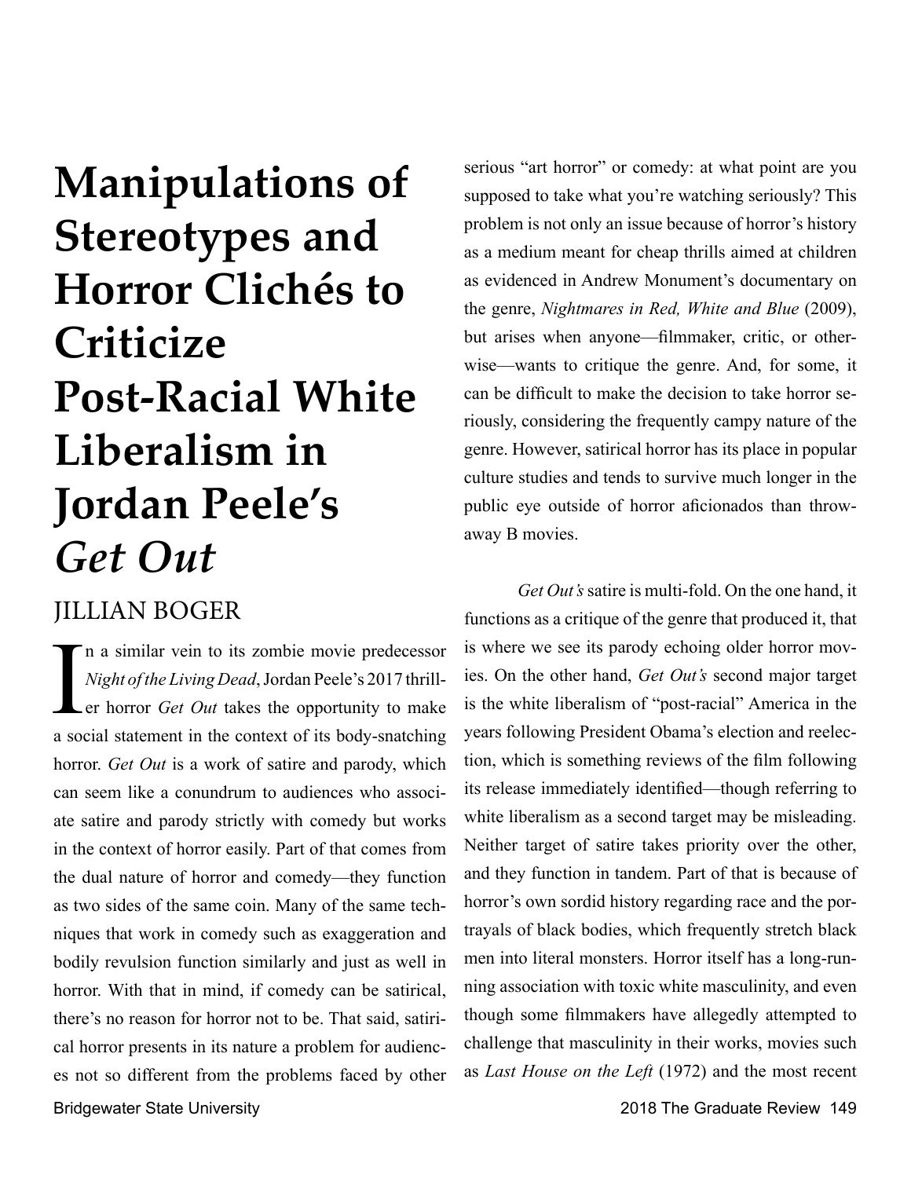# Manipulations of Stereotypes and Horror Clichés to Criticize Post-Racial White Liberalism in Jordan Peele's *Get Out*

JILLIAN BOGER

In a similar vein to its zombie movie predecessor *Night of the Living Dead*, Jordan Peele's 2017 thriller horror *Get Out* takes the opportunity to make a social statement in the context of its body-snatching horror. *Get Out* is a work of satire and parody, which can seem like a conundrum to audiences who associate satire and parody strictly with comedy but works in the context of horror easily. Part of that comes from the dual nature of horror and comedy—they function as two sides of the same coin. Many of the same techniques that work in comedy such as exaggeration and bodily revulsion function similarly and just as well in horror. With that in mind, if comedy can be satirical, there's no reason for horror not to be. That said, satirical horror presents in its nature a problem for audiences not so different from the problems faced by other serious "art horror" or comedy: at what point are you supposed to take what you're watching seriously? This problem is not only an issue because of horror's history as a medium meant for cheap thrills aimed at children as evidenced in Andrew Monument's documentary on the genre, *Nightmares in Red, White and Blue* (2009), but arises when anyone—filmmaker, critic, or otherwise—wants to critique the genre. And, for some, it can be difficult to make the decision to take horror seriously, considering the frequently campy nature of the genre. However, satirical horror has its place in popular culture studies and tends to survive much longer in the public eye outside of horror aficionados than throwaway B movies.

*Get Out's* satire is multi-fold. On the one hand, it functions as a critique of the genre that produced it, that is where we see its parody echoing older horror movies. On the other hand, *Get Out's* second major target is the white liberalism of "post-racial" America in the years following President Obama's election and reelection, which is something reviews of the film following its release immediately identified—though referring to white liberalism as a second target may be misleading. Neither target of satire takes priority over the other, and they function in tandem. Part of that is because of horror's own sordid history regarding race and the portrayals of black bodies, which frequently stretch black men into literal monsters. Horror itself has a long-running association with toxic white masculinity, and even though some filmmakers have allegedly attempted to challenge that masculinity in their works, movies such as *Last House on the Left* (1972) and the most recent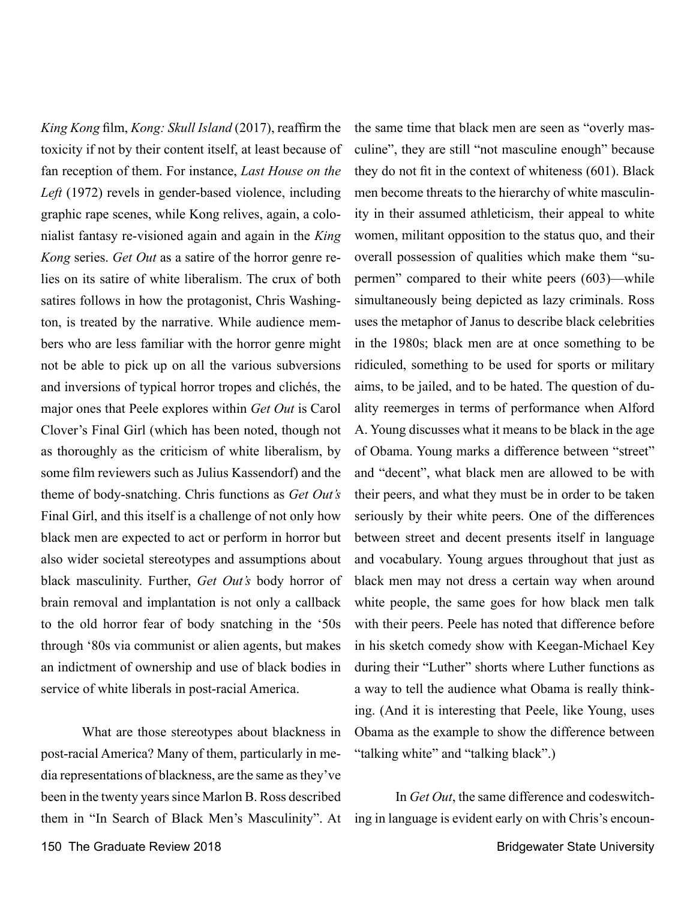*King Kong* film, *Kong: Skull Island* (2017), reaffirm the toxicity if not by their content itself, at least because of fan reception of them. For instance, *Last House on the Left* (1972) revels in gender-based violence, including graphic rape scenes, while Kong relives, again, a colonialist fantasy re-visioned again and again in the *King Kong* series. *Get Out* as a satire of the horror genre relies on its satire of white liberalism. The crux of both satires follows in how the protagonist, Chris Washington, is treated by the narrative. While audience members who are less familiar with the horror genre might not be able to pick up on all the various subversions and inversions of typical horror tropes and clichés, the major ones that Peele explores within *Get Out* is Carol Clover's Final Girl (which has been noted, though not as thoroughly as the criticism of white liberalism, by some film reviewers such as Julius Kassendorf) and the theme of body-snatching. Chris functions as *Get Out's* Final Girl, and this itself is a challenge of not only how black men are expected to act or perform in horror but also wider societal stereotypes and assumptions about black masculinity. Further, *Get Out's* body horror of brain removal and implantation is not only a callback to the old horror fear of body snatching in the '50s through '80s via communist or alien agents, but makes an indictment of ownership and use of black bodies in service of white liberals in post-racial America.

What are those stereotypes about blackness in post-racial America? Many of them, particularly in media representations of blackness, are the same as they've been in the twenty years since Marlon B. Ross described them in "In Search of Black Men's Masculinity". At the same time that black men are seen as "overly masculine", they are still "not masculine enough" because they do not fit in the context of whiteness (601). Black men become threats to the hierarchy of white masculinity in their assumed athleticism, their appeal to white women, militant opposition to the status quo, and their overall possession of qualities which make them "supermen" compared to their white peers (603)—while simultaneously being depicted as lazy criminals. Ross uses the metaphor of Janus to describe black celebrities in the 1980s; black men are at once something to be ridiculed, something to be used for sports or military aims, to be jailed, and to be hated. The question of duality reemerges in terms of performance when Alford A. Young discusses what it means to be black in the age of Obama. Young marks a difference between "street" and "decent", what black men are allowed to be with their peers, and what they must be in order to be taken seriously by their white peers. One of the differences between street and decent presents itself in language and vocabulary. Young argues throughout that just as black men may not dress a certain way when around white people, the same goes for how black men talk with their peers. Peele has noted that difference before in his sketch comedy show with Keegan-Michael Key during their "Luther" shorts where Luther functions as a way to tell the audience what Obama is really thinking. (And it is interesting that Peele, like Young, uses Obama as the example to show the difference between "talking white" and "talking black".)

In *Get Out*, the same difference and codeswitching in language is evident early on with Chris's encoun-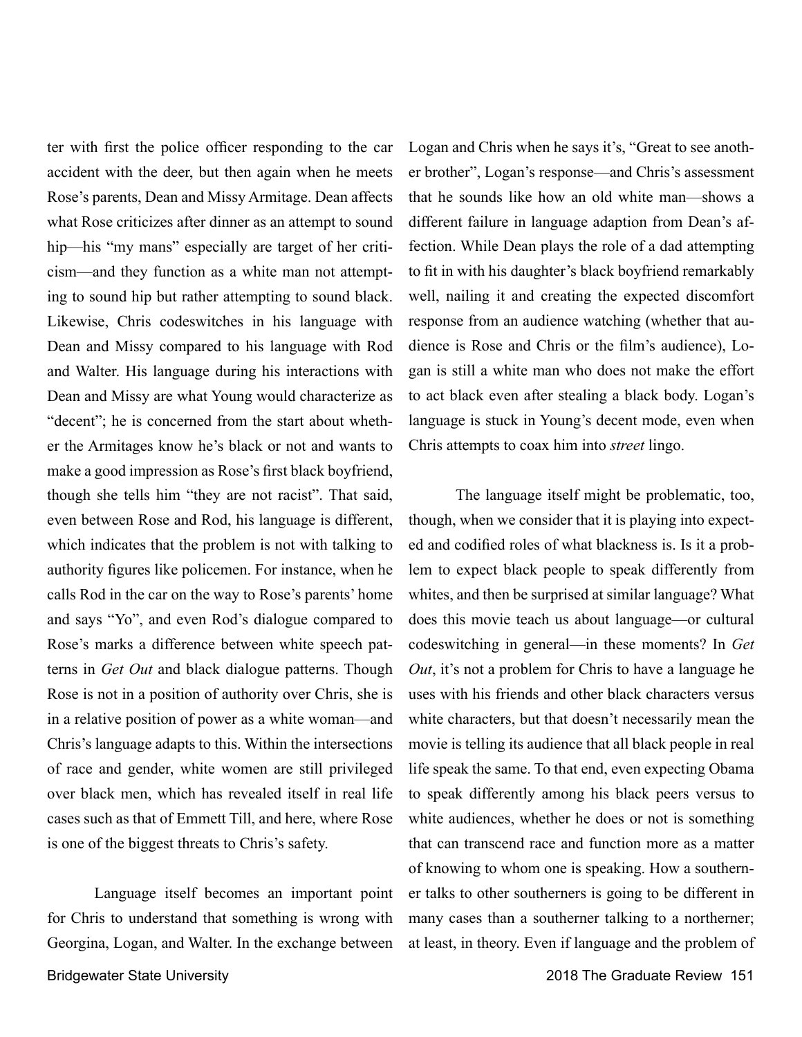ter with first the police officer responding to the car accident with the deer, but then again when he meets Rose's parents, Dean and Missy Armitage. Dean affects what Rose criticizes after dinner as an attempt to sound hip—his "my mans" especially are target of her criticism—and they function as a white man not attempting to sound hip but rather attempting to sound black. Likewise, Chris codeswitches in his language with Dean and Missy compared to his language with Rod and Walter. His language during his interactions with Dean and Missy are what Young would characterize as "decent"; he is concerned from the start about whether the Armitages know he's black or not and wants to make a good impression as Rose's first black boyfriend, though she tells him "they are not racist". That said, even between Rose and Rod, his language is different, which indicates that the problem is not with talking to authority figures like policemen. For instance, when he calls Rod in the car on the way to Rose's parents' home and says "Yo", and even Rod's dialogue compared to Rose's marks a difference between white speech patterns in *Get Out* and black dialogue patterns. Though Rose is not in a position of authority over Chris, she is in a relative position of power as a white woman—and Chris's language adapts to this. Within the intersections of race and gender, white women are still privileged over black men, which has revealed itself in real life cases such as that of Emmett Till, and here, where Rose is one of the biggest threats to Chris's safety.

Language itself becomes an important point for Chris to understand that something is wrong with Georgina, Logan, and Walter. In the exchange between Logan and Chris when he says it's, "Great to see another brother", Logan's response—and Chris's assessment that he sounds like how an old white man—shows a different failure in language adaption from Dean's affection. While Dean plays the role of a dad attempting to fit in with his daughter's black boyfriend remarkably well, nailing it and creating the expected discomfort response from an audience watching (whether that audience is Rose and Chris or the film's audience), Logan is still a white man who does not make the effort to act black even after stealing a black body. Logan's language is stuck in Young's decent mode, even when Chris attempts to coax him into *street* lingo.

The language itself might be problematic, too, though, when we consider that it is playing into expected and codified roles of what blackness is. Is it a problem to expect black people to speak differently from whites, and then be surprised at similar language? What does this movie teach us about language—or cultural codeswitching in general—in these moments? In *Get Out*, it's not a problem for Chris to have a language he uses with his friends and other black characters versus white characters, but that doesn't necessarily mean the movie is telling its audience that all black people in real life speak the same. To that end, even expecting Obama to speak differently among his black peers versus to white audiences, whether he does or not is something that can transcend race and function more as a matter of knowing to whom one is speaking. How a southerner talks to other southerners is going to be different in many cases than a southerner talking to a northerner; at least, in theory. Even if language and the problem of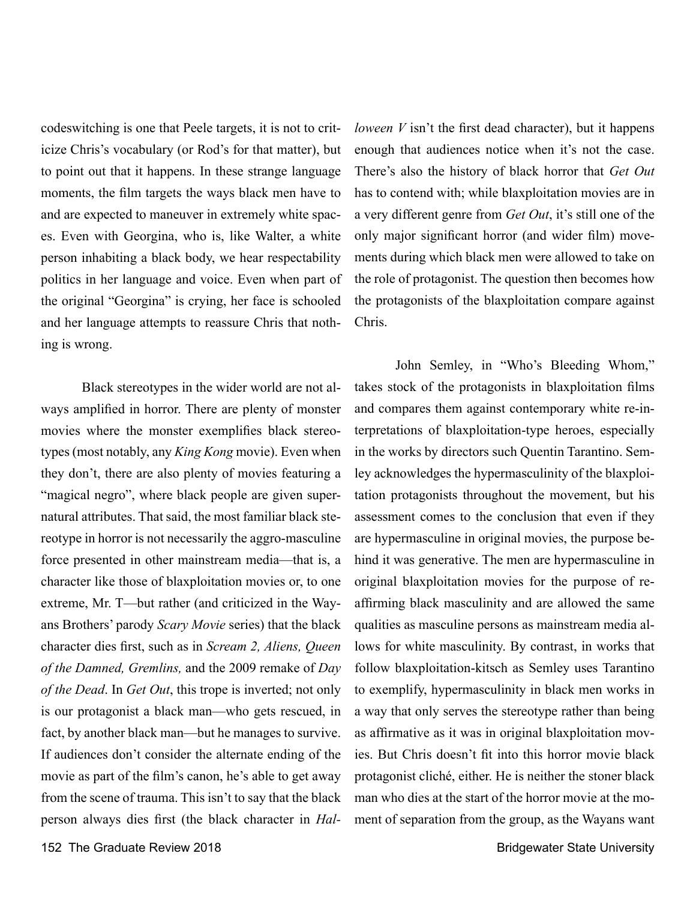codeswitching is one that Peele targets, it is not to criticize Chris's vocabulary (or Rod's for that matter), but to point out that it happens. In these strange language moments, the film targets the ways black men have to and are expected to maneuver in extremely white spaces. Even with Georgina, who is, like Walter, a white person inhabiting a black body, we hear respectability politics in her language and voice. Even when part of the original "Georgina" is crying, her face is schooled and her language attempts to reassure Chris that nothing is wrong.

Black stereotypes in the wider world are not always amplified in horror. There are plenty of monster movies where the monster exemplifies black stereotypes (most notably, any *King Kong* movie). Even when they don't, there are also plenty of movies featuring a "magical negro", where black people are given supernatural attributes. That said, the most familiar black stereotype in horror is not necessarily the aggro-masculine force presented in other mainstream media—that is, a character like those of blaxploitation movies or, to one extreme, Mr. T—but rather (and criticized in the Wayans Brothers' parody *Scary Movie* series) that the black character dies first, such as in *Scream 2, Aliens, Queen of the Damned, Gremlins,* and the 2009 remake of *Day of the Dead*. In *Get Out*, this trope is inverted; not only is our protagonist a black man—who gets rescued, in fact, by another black man—but he manages to survive. If audiences don't consider the alternate ending of the movie as part of the film's canon, he's able to get away from the scene of trauma. This isn't to say that the black person always dies first (the black character in *Halloween V* isn't the first dead character), but it happens enough that audiences notice when it's not the case. There's also the history of black horror that *Get Out* has to contend with; while blaxploitation movies are in a very different genre from *Get Out*, it's still one of the only major significant horror (and wider film) movements during which black men were allowed to take on the role of protagonist. The question then becomes how the protagonists of the blaxploitation compare against Chris.

John Semley, in "Who's Bleeding Whom," takes stock of the protagonists in blaxploitation films and compares them against contemporary white re-interpretations of blaxploitation-type heroes, especially in the works by directors such Quentin Tarantino. Semley acknowledges the hypermasculinity of the blaxploitation protagonists throughout the movement, but his assessment comes to the conclusion that even if they are hypermasculine in original movies, the purpose behind it was generative. The men are hypermasculine in original blaxploitation movies for the purpose of reaffirming black masculinity and are allowed the same qualities as masculine persons as mainstream media allows for white masculinity. By contrast, in works that follow blaxploitation-kitsch as Semley uses Tarantino to exemplify, hypermasculinity in black men works in a way that only serves the stereotype rather than being as affirmative as it was in original blaxploitation movies. But Chris doesn't fit into this horror movie black protagonist cliché, either. He is neither the stoner black man who dies at the start of the horror movie at the moment of separation from the group, as the Wayans want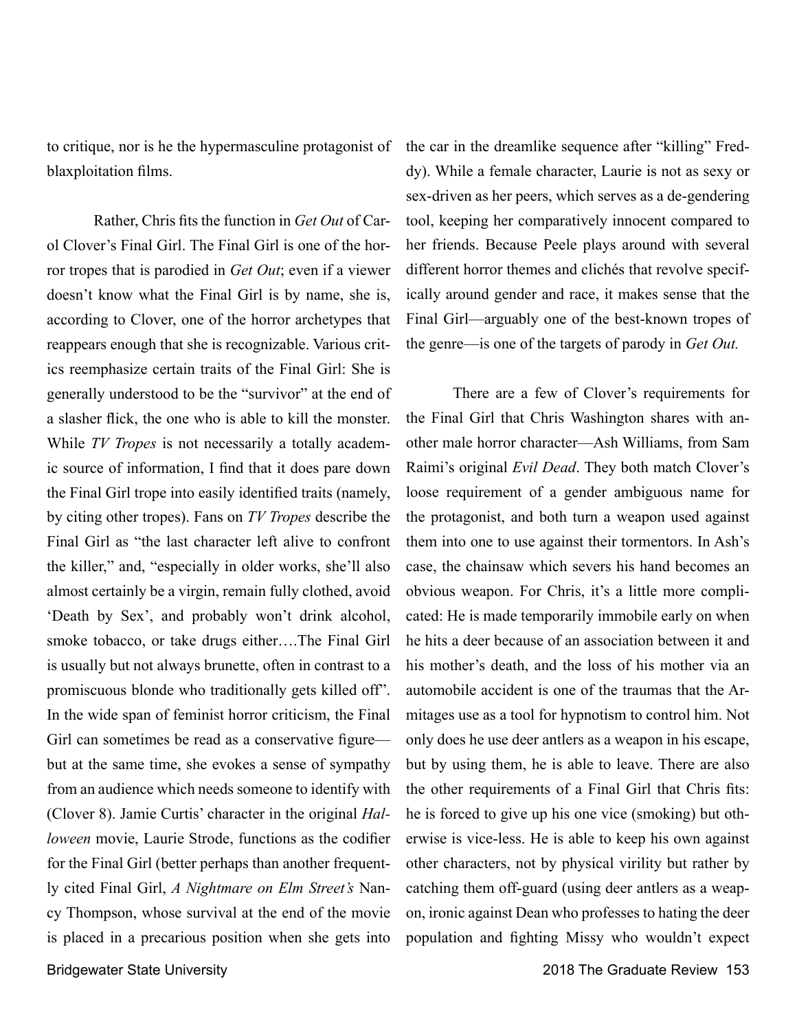to critique, nor is he the hypermasculine protagonist of blaxploitation films.

Rather, Chris fits the function in *Get Out* of Carol Clover's Final Girl. The Final Girl is one of the horror tropes that is parodied in *Get Out*; even if a viewer doesn't know what the Final Girl is by name, she is, according to Clover, one of the horror archetypes that reappears enough that she is recognizable. Various critics reemphasize certain traits of the Final Girl: She is generally understood to be the "survivor" at the end of a slasher flick, the one who is able to kill the monster. While *TV Tropes* is not necessarily a totally academic source of information, I find that it does pare down the Final Girl trope into easily identified traits (namely, by citing other tropes). Fans on *TV Tropes* describe the Final Girl as "the last character left alive to confront the killer," and, "especially in older works, she'll also almost certainly be a virgin, remain fully clothed, avoid 'Death by Sex', and probably won't drink alcohol, smoke tobacco, or take drugs either….The Final Girl is usually but not always brunette, often in contrast to a promiscuous blonde who traditionally gets killed off". In the wide span of feminist horror criticism, the Final Girl can sometimes be read as a conservative figure—but at the same time, she evokes a sense of sympathy from an audience which needs someone to identify with (Clover 8). Jamie Curtis' character in the original *Halloween* movie, Laurie Strode, functions as the codifier for the Final Girl (better perhaps than another frequently cited Final Girl, *A Nightmare on Elm Street's* Nancy Thompson, whose survival at the end of the movie is placed in a precarious position when she gets into the car in the dreamlike sequence after "killing" Freddy). While a female character, Laurie is not as sexy or sex-driven as her peers, which serves as a de-gendering tool, keeping her comparatively innocent compared to her friends. Because Peele plays around with several different horror themes and clichés that revolve specifically around gender and race, it makes sense that the Final Girl—arguably one of the best-known tropes of the genre—is one of the targets of parody in *Get Out.*

There are a few of Clover's requirements for the Final Girl that Chris Washington shares with another male horror character—Ash Williams, from Sam Raimi's original *Evil Dead*. They both match Clover's loose requirement of a gender ambiguous name for the protagonist, and both turn a weapon used against them into one to use against their tormentors. In Ash's case, the chainsaw which severs his hand becomes an obvious weapon. For Chris, it's a little more complicated: He is made temporarily immobile early on when he hits a deer because of an association between it and his mother's death, and the loss of his mother via an automobile accident is one of the traumas that the Armitages use as a tool for hypnotism to control him. Not only does he use deer antlers as a weapon in his escape, but by using them, he is able to leave. There are also the other requirements of a Final Girl that Chris fits: he is forced to give up his one vice (smoking) but otherwise is vice-less. He is able to keep his own against other characters, not by physical virility but rather by catching them off-guard (using deer antlers as a weapon, ironic against Dean who professes to hating the deer population and fighting Missy who wouldn't expect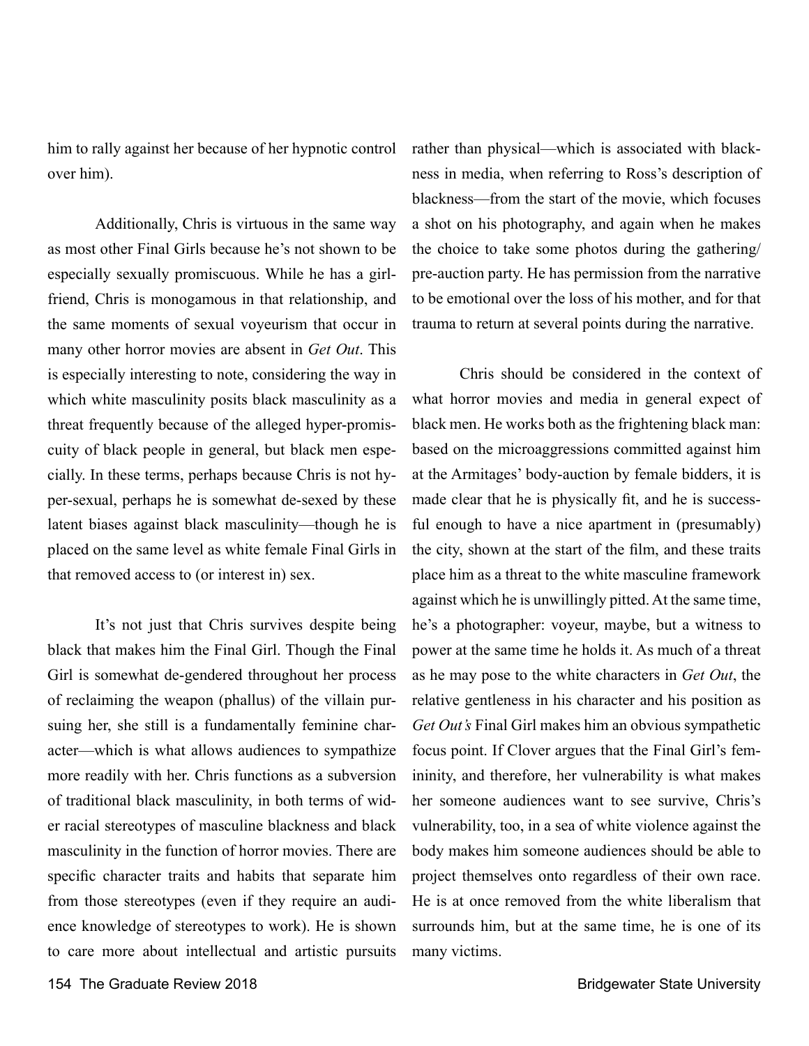him to rally against her because of her hypnotic control over him).

Additionally, Chris is virtuous in the same way as most other Final Girls because he's not shown to be especially sexually promiscuous. While he has a girlfriend, Chris is monogamous in that relationship, and the same moments of sexual voyeurism that occur in many other horror movies are absent in *Get Out*. This is especially interesting to note, considering the way in which white masculinity posits black masculinity as a threat frequently because of the alleged hyper-promiscuity of black people in general, but black men especially. In these terms, perhaps because Chris is not hyper-sexual, perhaps he is somewhat de-sexed by these latent biases against black masculinity—though he is placed on the same level as white female Final Girls in that removed access to (or interest in) sex.

It's not just that Chris survives despite being black that makes him the Final Girl. Though the Final Girl is somewhat de-gendered throughout her process of reclaiming the weapon (phallus) of the villain pursuing her, she still is a fundamentally feminine character—which is what allows audiences to sympathize more readily with her. Chris functions as a subversion of traditional black masculinity, in both terms of wider racial stereotypes of masculine blackness and black masculinity in the function of horror movies. There are specific character traits and habits that separate him from those stereotypes (even if they require an audience knowledge of stereotypes to work). He is shown to care more about intellectual and artistic pursuits rather than physical—which is associated with blackness in media, when referring to Ross's description of blackness—from the start of the movie, which focuses a shot on his photography, and again when he makes the choice to take some photos during the gathering/pre-auction party. He has permission from the narrative to be emotional over the loss of his mother, and for that trauma to return at several points during the narrative.

Chris should be considered in the context of what horror movies and media in general expect of black men. He works both as the frightening black man: based on the microaggressions committed against him at the Armitages' body-auction by female bidders, it is made clear that he is physically fit, and he is successful enough to have a nice apartment in (presumably) the city, shown at the start of the film, and these traits place him as a threat to the white masculine framework against which he is unwillingly pitted. At the same time, he's a photographer: voyeur, maybe, but a witness to power at the same time he holds it. As much of a threat as he may pose to the white characters in *Get Out*, the relative gentleness in his character and his position as *Get Out's* Final Girl makes him an obvious sympathetic focus point. If Clover argues that the Final Girl's femininity, and therefore, her vulnerability is what makes her someone audiences want to see survive, Chris's vulnerability, too, in a sea of white violence against the body makes him someone audiences should be able to project themselves onto regardless of their own race. He is at once removed from the white liberalism that surrounds him, but at the same time, he is one of its many victims.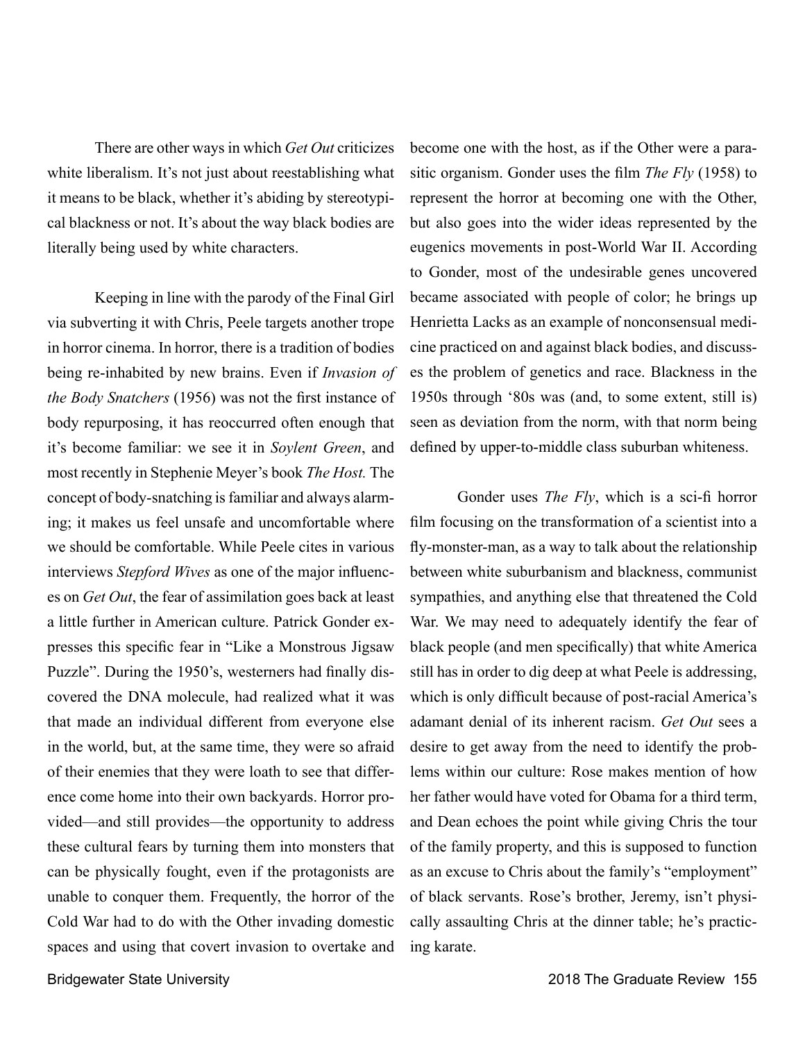There are other ways in which *Get Out* criticizes white liberalism. It's not just about reestablishing what it means to be black, whether it's abiding by stereotypical blackness or not. It's about the way black bodies are literally being used by white characters.

Keeping in line with the parody of the Final Girl via subverting it with Chris, Peele targets another trope in horror cinema. In horror, there is a tradition of bodies being re-inhabited by new brains. Even if *Invasion of the Body Snatchers* (1956) was not the first instance of body repurposing, it has reoccurred often enough that it's become familiar: we see it in *Soylent Green*, and most recently in Stephenie Meyer's book *The Host.* The concept of body-snatching is familiar and always alarming; it makes us feel unsafe and uncomfortable where we should be comfortable. While Peele cites in various interviews *Stepford Wives* as one of the major influences on *Get Out*, the fear of assimilation goes back at least a little further in American culture. Patrick Gonder expresses this specific fear in "Like a Monstrous Jigsaw Puzzle". During the 1950's, westerners had finally discovered the DNA molecule, had realized what it was that made an individual different from everyone else in the world, but, at the same time, they were so afraid of their enemies that they were loath to see that difference come home into their own backyards. Horror provided—and still provides—the opportunity to address these cultural fears by turning them into monsters that can be physically fought, even if the protagonists are unable to conquer them. Frequently, the horror of the Cold War had to do with the Other invading domestic spaces and using that covert invasion to overtake and become one with the host, as if the Other were a parasitic organism. Gonder uses the film *The Fly* (1958) to represent the horror at becoming one with the Other, but also goes into the wider ideas represented by the eugenics movements in post-World War II. According to Gonder, most of the undesirable genes uncovered became associated with people of color; he brings up Henrietta Lacks as an example of nonconsensual medicine practiced on and against black bodies, and discusses the problem of genetics and race. Blackness in the 1950s through '80s was (and, to some extent, still is) seen as deviation from the norm, with that norm being defined by upper-to-middle class suburban whiteness.

Gonder uses *The Fly*, which is a sci-fi horror film focusing on the transformation of a scientist into a fly-monster-man, as a way to talk about the relationship between white suburbanism and blackness, communist sympathies, and anything else that threatened the Cold War. We may need to adequately identify the fear of black people (and men specifically) that white America still has in order to dig deep at what Peele is addressing, which is only difficult because of post-racial America's adamant denial of its inherent racism. *Get Out* sees a desire to get away from the need to identify the problems within our culture: Rose makes mention of how her father would have voted for Obama for a third term, and Dean echoes the point while giving Chris the tour of the family property, and this is supposed to function as an excuse to Chris about the family's "employment" of black servants. Rose's brother, Jeremy, isn't physically assaulting Chris at the dinner table; he's practicing karate.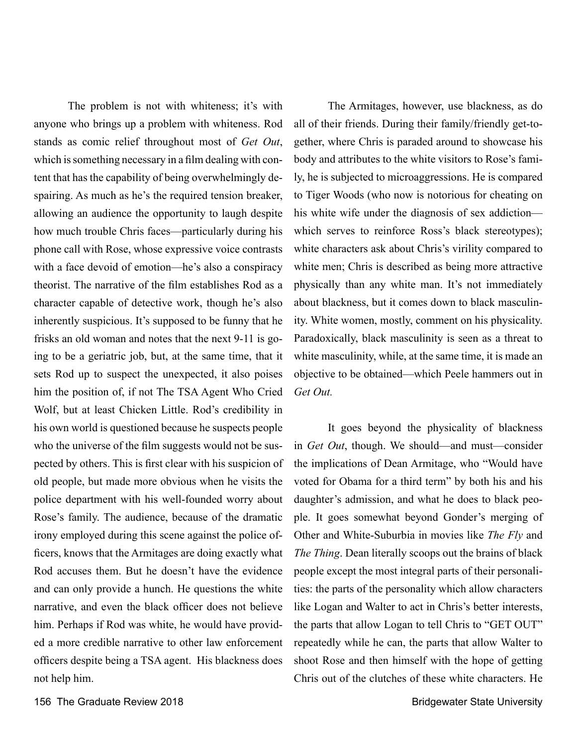The problem is not with whiteness; it's with anyone who brings up a problem with whiteness. Rod stands as comic relief throughout most of *Get Out*, which is something necessary in a film dealing with content that has the capability of being overwhelmingly despairing. As much as he's the required tension breaker, allowing an audience the opportunity to laugh despite how much trouble Chris faces—particularly during his phone call with Rose, whose expressive voice contrasts with a face devoid of emotion—he's also a conspiracy theorist. The narrative of the film establishes Rod as a character capable of detective work, though he's also inherently suspicious. It's supposed to be funny that he frisks an old woman and notes that the next 9-11 is going to be a geriatric job, but, at the same time, that it sets Rod up to suspect the unexpected, it also poises him the position of, if not The TSA Agent Who Cried Wolf, but at least Chicken Little. Rod's credibility in his own world is questioned because he suspects people who the universe of the film suggests would not be suspected by others. This is first clear with his suspicion of old people, but made more obvious when he visits the police department with his well-founded worry about Rose's family. The audience, because of the dramatic irony employed during this scene against the police officers, knows that the Armitages are doing exactly what Rod accuses them. But he doesn't have the evidence and can only provide a hunch. He questions the white narrative, and even the black officer does not believe him. Perhaps if Rod was white, he would have provided a more credible narrative to other law enforcement officers despite being a TSA agent. His blackness does not help him.

The Armitages, however, use blackness, as do all of their friends. During their family/friendly get-together, where Chris is paraded around to showcase his body and attributes to the white visitors to Rose's family, he is subjected to microaggressions. He is compared to Tiger Woods (who now is notorious for cheating on his white wife under the diagnosis of sex addiction—which serves to reinforce Ross's black stereotypes); white characters ask about Chris's virility compared to white men; Chris is described as being more attractive physically than any white man. It's not immediately about blackness, but it comes down to black masculinity. White women, mostly, comment on his physicality. Paradoxically, black masculinity is seen as a threat to white masculinity, while, at the same time, it is made an objective to be obtained—which Peele hammers out in *Get Out.*

It goes beyond the physicality of blackness in *Get Out*, though. We should—and must—consider the implications of Dean Armitage, who "Would have voted for Obama for a third term" by both his and his daughter's admission, and what he does to black people. It goes somewhat beyond Gonder's merging of Other and White-Suburbia in movies like *The Fly* and *The Thing*. Dean literally scoops out the brains of black people except the most integral parts of their personalities: the parts of the personality which allow characters like Logan and Walter to act in Chris's better interests, the parts that allow Logan to tell Chris to "GET OUT" repeatedly while he can, the parts that allow Walter to shoot Rose and then himself with the hope of getting Chris out of the clutches of these white characters. He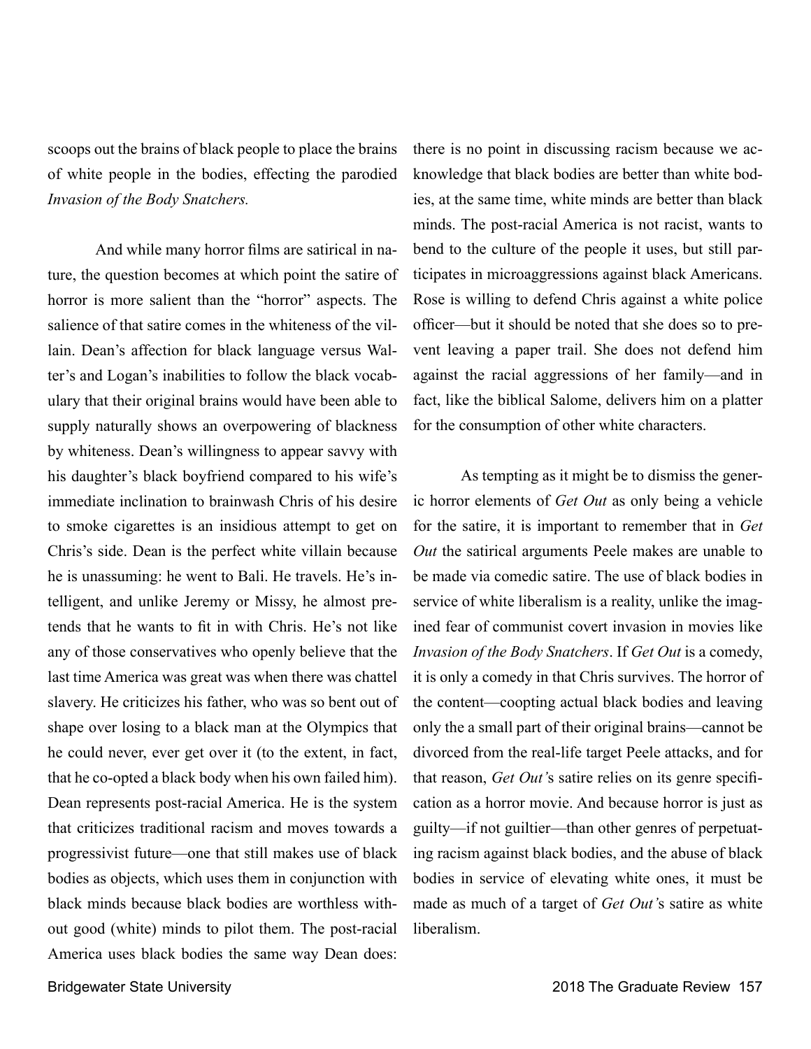scoops out the brains of black people to place the brains of white people in the bodies, effecting the parodied *Invasion of the Body Snatchers.*

And while many horror films are satirical in nature, the question becomes at which point the satire of horror is more salient than the "horror" aspects. The salience of that satire comes in the whiteness of the villain. Dean's affection for black language versus Walter's and Logan's inabilities to follow the black vocabulary that their original brains would have been able to supply naturally shows an overpowering of blackness by whiteness. Dean's willingness to appear savvy with his daughter's black boyfriend compared to his wife's immediate inclination to brainwash Chris of his desire to smoke cigarettes is an insidious attempt to get on Chris's side. Dean is the perfect white villain because he is unassuming: he went to Bali. He travels. He's intelligent, and unlike Jeremy or Missy, he almost pretends that he wants to fit in with Chris. He's not like any of those conservatives who openly believe that the last time America was great was when there was chattel slavery. He criticizes his father, who was so bent out of shape over losing to a black man at the Olympics that he could never, ever get over it (to the extent, in fact, that he co-opted a black body when his own failed him). Dean represents post-racial America. He is the system that criticizes traditional racism and moves towards a progressivist future—one that still makes use of black bodies as objects, which uses them in conjunction with black minds because black bodies are worthless without good (white) minds to pilot them. The post-racial America uses black bodies the same way Dean does: there is no point in discussing racism because we acknowledge that black bodies are better than white bodies, at the same time, white minds are better than black minds. The post-racial America is not racist, wants to bend to the culture of the people it uses, but still participates in microaggressions against black Americans. Rose is willing to defend Chris against a white police officer—but it should be noted that she does so to prevent leaving a paper trail. She does not defend him against the racial aggressions of her family—and in fact, like the biblical Salome, delivers him on a platter for the consumption of other white characters.

As tempting as it might be to dismiss the generic horror elements of *Get Out* as only being a vehicle for the satire, it is important to remember that in *Get Out* the satirical arguments Peele makes are unable to be made via comedic satire. The use of black bodies in service of white liberalism is a reality, unlike the imagined fear of communist covert invasion in movies like *Invasion of the Body Snatchers*. If *Get Out* is a comedy, it is only a comedy in that Chris survives. The horror of the content—coopting actual black bodies and leaving only the a small part of their original brains—cannot be divorced from the real-life target Peele attacks, and for that reason, *Get Out'*s satire relies on its genre specification as a horror movie. And because horror is just as guilty—if not guiltier—than other genres of perpetuating racism against black bodies, and the abuse of black bodies in service of elevating white ones, it must be made as much of a target of *Get Out'*s satire as white liberalism.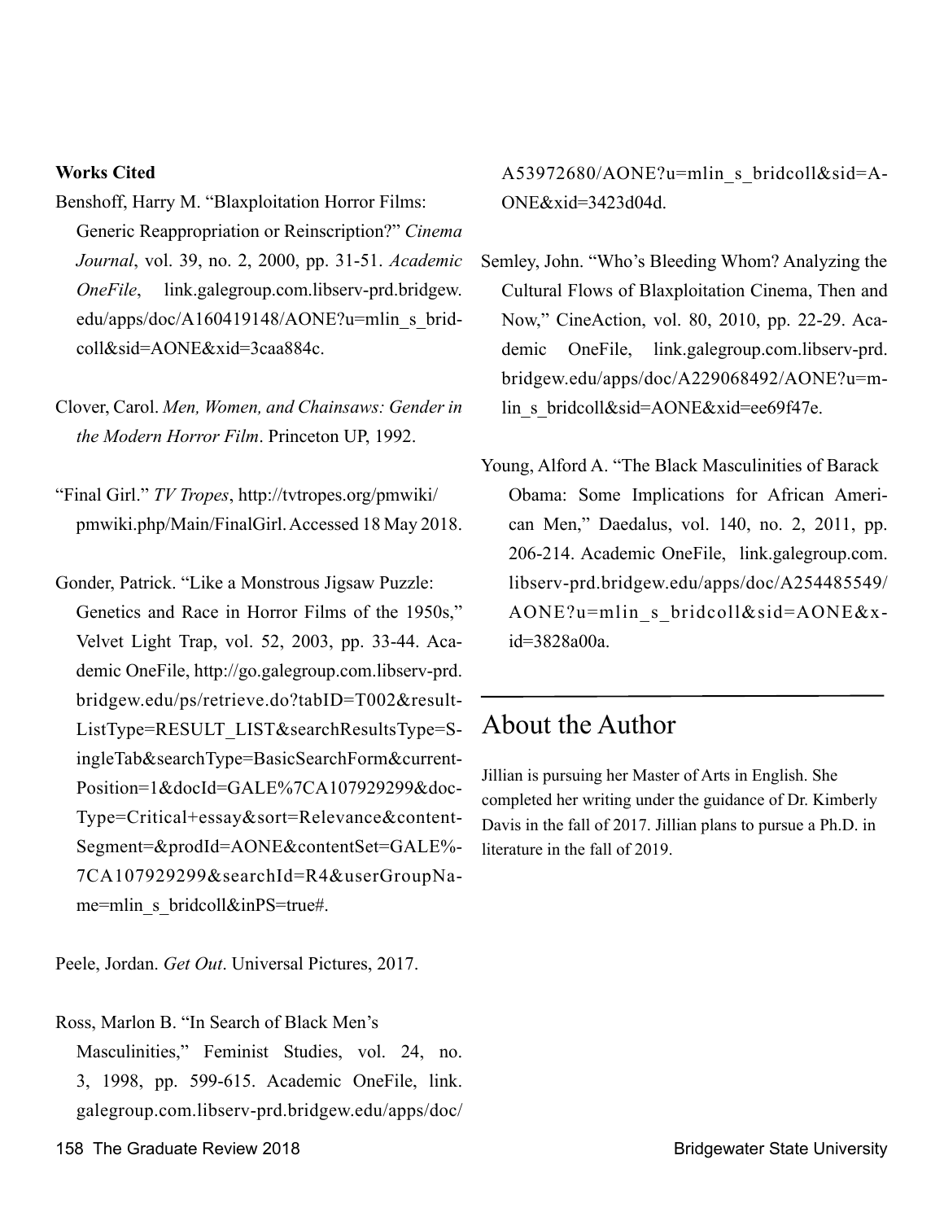**Works Cited**

Benshoff, Harry M. "Blaxploitation Horror Films: Generic Reappropriation or Reinscription?" *Cinema Journal*, vol. 39, no. 2, 2000, pp. 31-51. *Academic OneFile*, link.galegroup.com.libserv-prd.bridgew.edu/apps/doc/A160419148/AONE?u=mlin_s_bridcoll&sid=AONE&xid=3caa884c.

Clover, Carol. *Men, Women, and Chainsaws: Gender in the Modern Horror Film*. Princeton UP, 1992.

"Final Girl." *TV Tropes*, http://tvtropes.org/pmwiki/pmwiki.php/Main/FinalGirl. Accessed 18 May 2018.

Gonder, Patrick. "Like a Monstrous Jigsaw Puzzle: Genetics and Race in Horror Films of the 1950s," Velvet Light Trap, vol. 52, 2003, pp. 33-44. Academic OneFile, http://go.galegroup.com.libserv-prd.bridgew.edu/ps/retrieve.do?tabID=T002&resultListType=RESULT_LIST&searchResultsType=SingleTab&searchType=BasicSearchForm&currentPosition=1&docId=GALE%7CA107929299&docType=Critical+essay&sort=Relevance&contentSegment=&prodId=AONE&contentSet=GALE%7CA107929299&searchId=R4&userGroupName=mlin_s_bridcoll&inPS=true#.

Peele, Jordan. *Get Out*. Universal Pictures, 2017.

Ross, Marlon B. "In Search of Black Men's Masculinities," Feminist Studies, vol. 24, no. 3, 1998, pp. 599-615. Academic OneFile, link.galegroup.com.libserv-prd.bridgew.edu/apps/doc/A53972680/AONE?u=mlin_s_bridcoll&sid=AONE&xid=3423d04d.

Semley, John. "Who's Bleeding Whom? Analyzing the Cultural Flows of Blaxploitation Cinema, Then and Now," CineAction, vol. 80, 2010, pp. 22-29. Academic OneFile, link.galegroup.com.libserv-prd.bridgew.edu/apps/doc/A229068492/AONE?u=mlin_s_bridcoll&sid=AONE&xid=ee69f47e.

Young, Alford A. "The Black Masculinities of Barack Obama: Some Implications for African American Men," Daedalus, vol. 140, no. 2, 2011, pp. 206-214. Academic OneFile, link.galegroup.com.libserv-prd.bridgew.edu/apps/doc/A254485549/AONE?u=mlin_s_bridcoll&sid=AONE&xid=3828a00a.

## About the Author

Jillian is pursuing her Master of Arts in English. She completed her writing under the guidance of Dr. Kimberly Davis in the fall of 2017. Jillian plans to pursue a Ph.D. in literature in the fall of 2019.